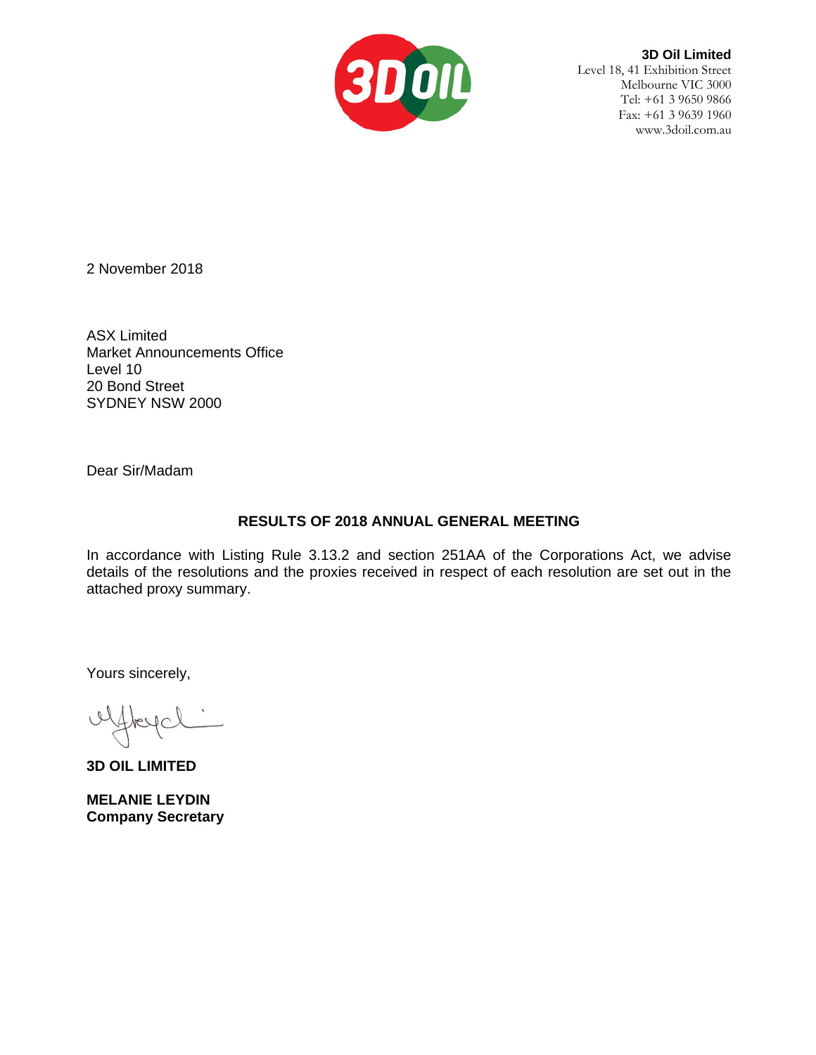**3D Oil Limited**
Level 18, 41 Exhibition Street
Melbourne VIC 3000
Tel: +61 3 9650 9866
Fax: +61 3 9639 1960
www.3doil.com.au

2 November 2018

ASX Limited
Market Announcements Office
Level 10
20 Bond Street
SYDNEY NSW 2000

Dear Sir/Madam

## RESULTS OF 2018 ANNUAL GENERAL MEETING

In accordance with Listing Rule 3.13.2 and section 251AA of the Corporations Act, we advise details of the resolutions and the proxies received in respect of each resolution are set out in the attached proxy summary.

Yours sincerely,

**3D OIL LIMITED**

**MELANIE LEYDIN**
**Company Secretary**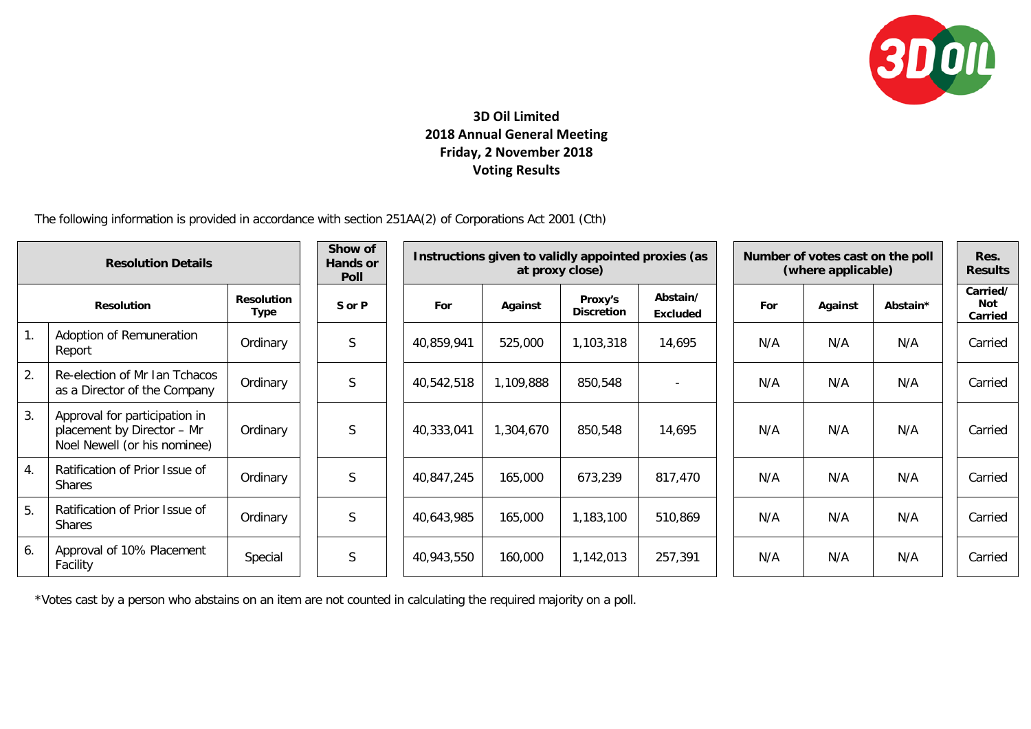**3D Oil Limited**
**2018 Annual General Meeting**
**Friday, 2 November 2018**
**Voting Results**

The following information is provided in accordance with section 251AA(2) of Corporations Act 2001 (Cth)

| Resolution Details | | | Show of Hands or Poll | Instructions given to validly appointed proxies (as at proxy close) | | | | Number of votes cast on the poll (where applicable) | | | Res. Results |
|---|---|---|---|---|---|---|---|---|---|---|---|
| Resolution | | Resolution Type | S or P | For | Against | Proxy's Discretion | Abstain/ Excluded | For | Against | Abstain* | Carried/ Not Carried |
| 1. | Adoption of Remuneration Report | Ordinary | S | 40,859,941 | 525,000 | 1,103,318 | 14,695 | N/A | N/A | N/A | Carried |
| 2. | Re-election of Mr Ian Tchacos as a Director of the Company | Ordinary | S | 40,542,518 | 1,109,888 | 850,548 | - | N/A | N/A | N/A | Carried |
| 3. | Approval for participation in placement by Director – Mr Noel Newell (or his nominee) | Ordinary | S | 40,333,041 | 1,304,670 | 850,548 | 14,695 | N/A | N/A | N/A | Carried |
| 4. | Ratification of Prior Issue of Shares | Ordinary | S | 40,847,245 | 165,000 | 673,239 | 817,470 | N/A | N/A | N/A | Carried |
| 5. | Ratification of Prior Issue of Shares | Ordinary | S | 40,643,985 | 165,000 | 1,183,100 | 510,869 | N/A | N/A | N/A | Carried |
| 6. | Approval of 10% Placement Facility | Special | S | 40,943,550 | 160,000 | 1,142,013 | 257,391 | N/A | N/A | N/A | Carried |

*Votes cast by a person who abstains on an item are not counted in calculating the required majority on a poll.